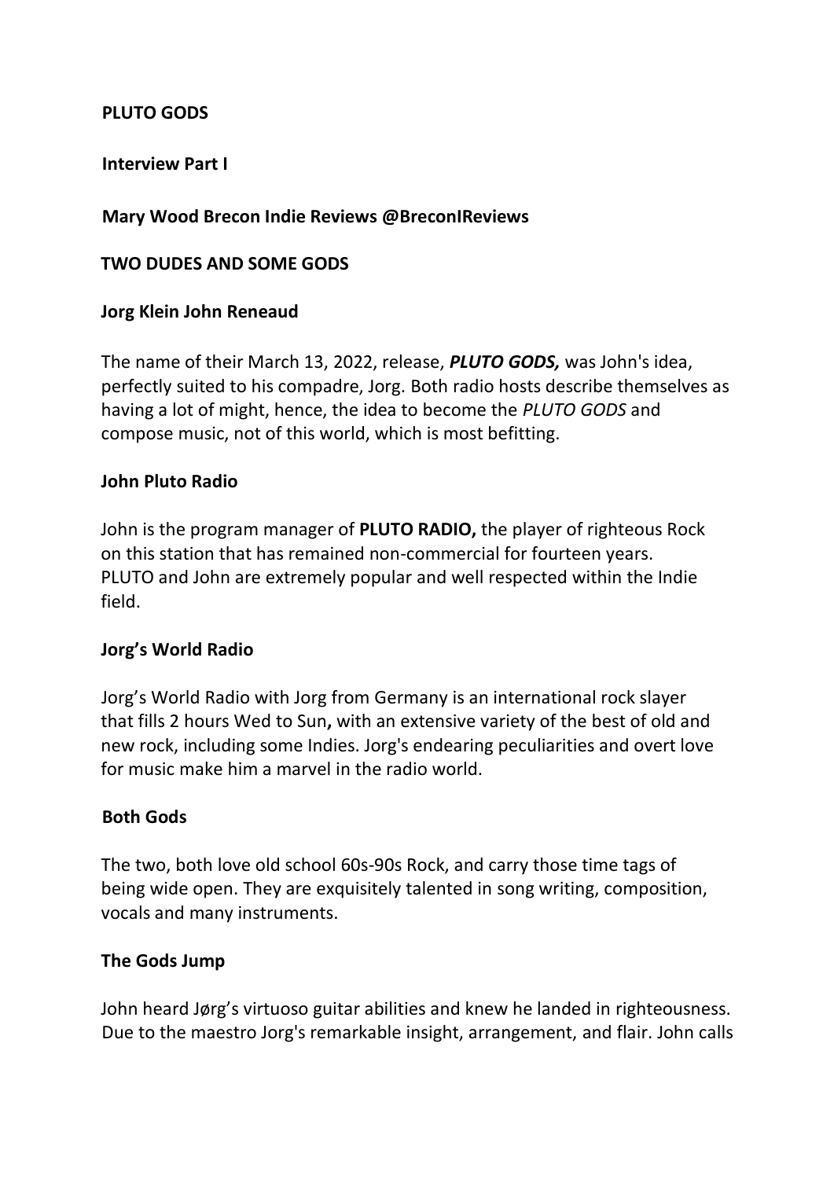**PLUTO GODS**

**Interview Part I**

**Mary Wood Brecon Indie Reviews @BreconIReviews**

**TWO DUDES AND SOME GODS**

**Jorg Klein John Reneaud**

The name of their March 13, 2022, release, ***PLUTO GODS,*** was John's idea, perfectly suited to his compadre, Jorg. Both radio hosts describe themselves as having a lot of might, hence, the idea to become the *PLUTO GODS* and compose music, not of this world, which is most befitting.

**John Pluto Radio**

John is the program manager of **PLUTO RADIO,** the player of righteous Rock on this station that has remained non-commercial for fourteen years. PLUTO and John are extremely popular and well respected within the Indie field.

**Jorg's World Radio**

Jorg's World Radio with Jorg from Germany is an international rock slayer that fills 2 hours Wed to Sun**,** with an extensive variety of the best of old and new rock, including some Indies. Jorg's endearing peculiarities and overt love for music make him a marvel in the radio world.

**Both Gods**

The two, both love old school 60s-90s Rock, and carry those time tags of being wide open. They are exquisitely talented in song writing, composition, vocals and many instruments.

**The Gods Jump**

John heard Jørg's virtuoso guitar abilities and knew he landed in righteousness. Due to the maestro Jorg's remarkable insight, arrangement, and flair. John calls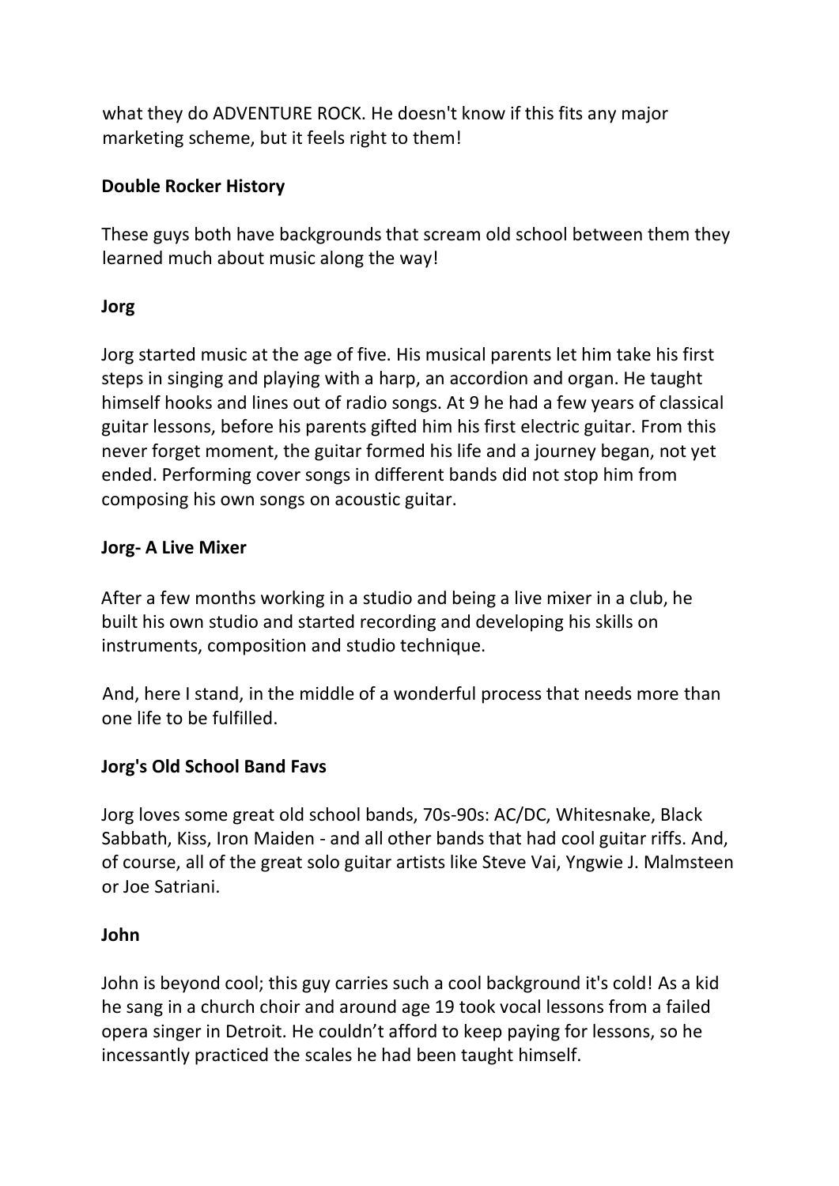what they do ADVENTURE ROCK. He doesn't know if this fits any major marketing scheme, but it feels right to them!

**Double Rocker History**

These guys both have backgrounds that scream old school between them they learned much about music along the way!

**Jorg**

Jorg started music at the age of five. His musical parents let him take his first steps in singing and playing with a harp, an accordion and organ. He taught himself hooks and lines out of radio songs. At 9 he had a few years of classical guitar lessons, before his parents gifted him his first electric guitar. From this never forget moment, the guitar formed his life and a journey began, not yet ended. Performing cover songs in different bands did not stop him from composing his own songs on acoustic guitar.

**Jorg- A Live Mixer**

After a few months working in a studio and being a live mixer in a club, he built his own studio and started recording and developing his skills on instruments, composition and studio technique.

And, here I stand, in the middle of a wonderful process that needs more than one life to be fulfilled.

**Jorg's Old School Band Favs**

Jorg loves some great old school bands, 70s-90s: AC/DC, Whitesnake, Black Sabbath, Kiss, Iron Maiden - and all other bands that had cool guitar riffs. And, of course, all of the great solo guitar artists like Steve Vai, Yngwie J. Malmsteen or Joe Satriani.

**John**

John is beyond cool; this guy carries such a cool background it's cold! As a kid he sang in a church choir and around age 19 took vocal lessons from a failed opera singer in Detroit. He couldn’t afford to keep paying for lessons, so he incessantly practiced the scales he had been taught himself.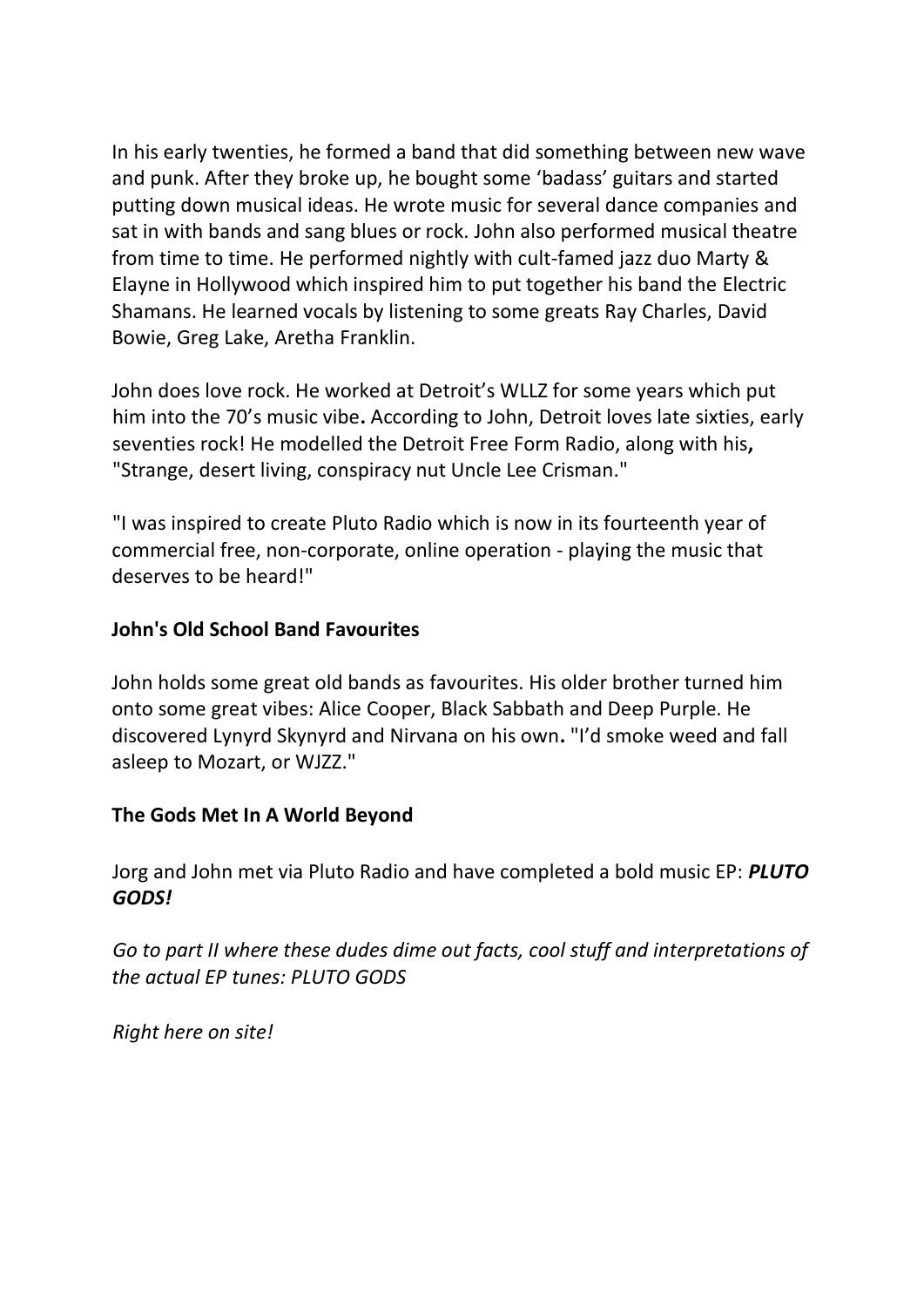In his early twenties, he formed a band that did something between new wave and punk. After they broke up, he bought some 'badass' guitars and started putting down musical ideas. He wrote music for several dance companies and sat in with bands and sang blues or rock. John also performed musical theatre from time to time. He performed nightly with cult-famed jazz duo Marty & Elayne in Hollywood which inspired him to put together his band the Electric Shamans. He learned vocals by listening to some greats Ray Charles, David Bowie, Greg Lake, Aretha Franklin.

John does love rock. He worked at Detroit's WLLZ for some years which put him into the 70's music vibe**.** According to John, Detroit loves late sixties, early seventies rock! He modelled the Detroit Free Form Radio, along with his**,** "Strange, desert living, conspiracy nut Uncle Lee Crisman."

"I was inspired to create Pluto Radio which is now in its fourteenth year of commercial free, non-corporate, online operation - playing the music that deserves to be heard!"

**John's Old School Band Favourites**

John holds some great old bands as favourites. His older brother turned him onto some great vibes: Alice Cooper, Black Sabbath and Deep Purple. He discovered Lynyrd Skynyrd and Nirvana on his own**.** "I'd smoke weed and fall asleep to Mozart, or WJZZ."

**The Gods Met In A World Beyond**

Jorg and John met via Pluto Radio and have completed a bold music EP: ***PLUTO GODS!***

*Go to part II where these dudes dime out facts, cool stuff and interpretations of the actual EP tunes: PLUTO GODS*

*Right here on site!*